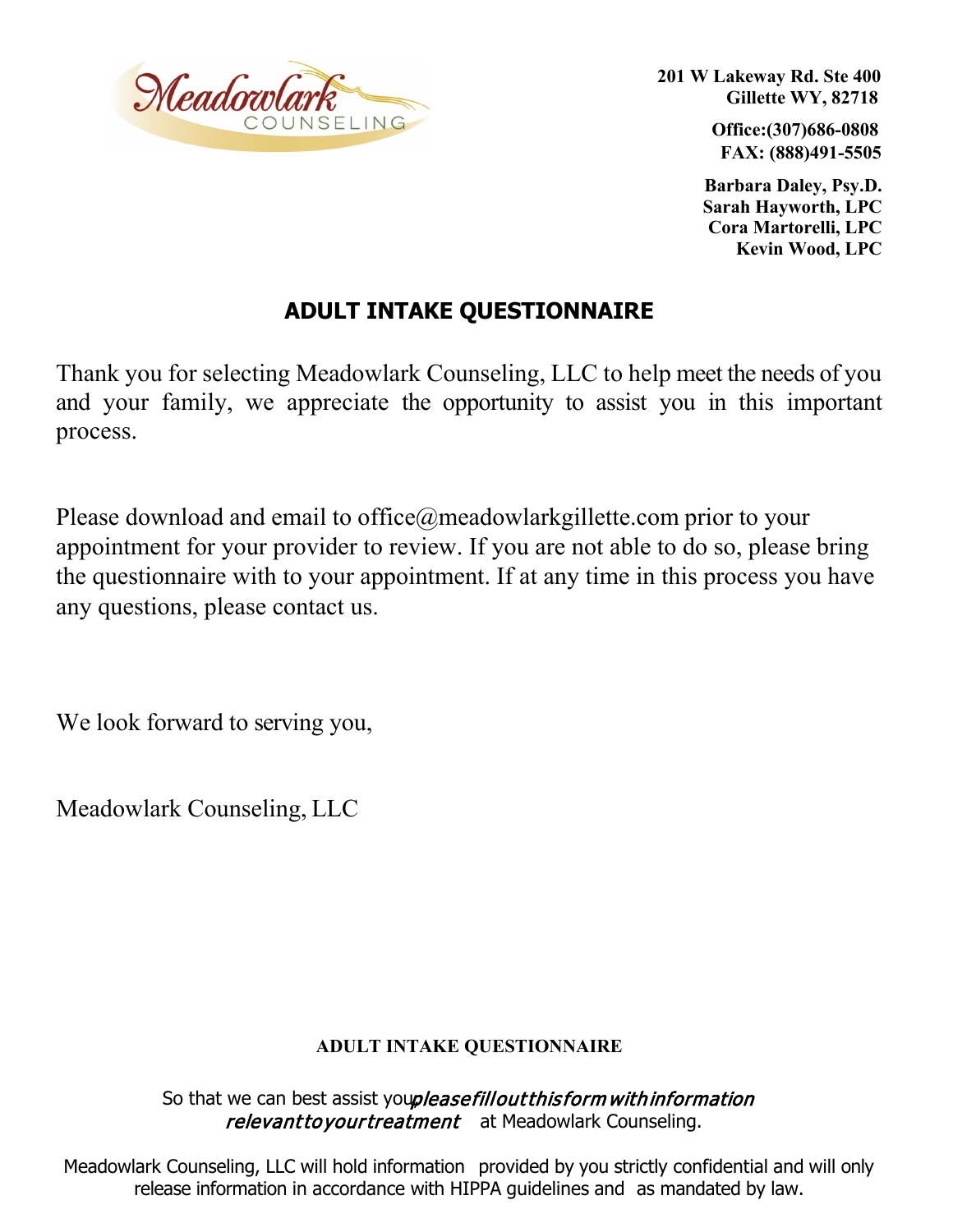Meadowlark COUNSELING

**201 W Lakeway Rd. Ste 400**
**Gillette WY, 82718**

**Office:(307)686-0808**
**FAX: (888)491-5505**

**Barbara Daley, Psy.D.**
**Sarah Hayworth, LPC**
**Cora Martorelli, LPC**
**Kevin Wood, LPC**

# ADULT INTAKE QUESTIONNAIRE

Thank you for selecting Meadowlark Counseling, LLC to help meet the needs of you and your family, we appreciate the opportunity to assist you in this important process.

Please download and email to office@meadowlarkgillette.com prior to your appointment for your provider to review. If you are not able to do so, please bring the questionnaire with to your appointment. If at any time in this process you have any questions, please contact us.

We look forward to serving you,

Meadowlark Counseling, LLC

## ADULT INTAKE QUESTIONNAIRE

So that we can best assist you *please fill out this form with information relevant to your treatment* at Meadowlark Counseling.

Meadowlark Counseling, LLC will hold information provided by you strictly confidential and will only release information in accordance with HIPPA guidelines and as mandated by law.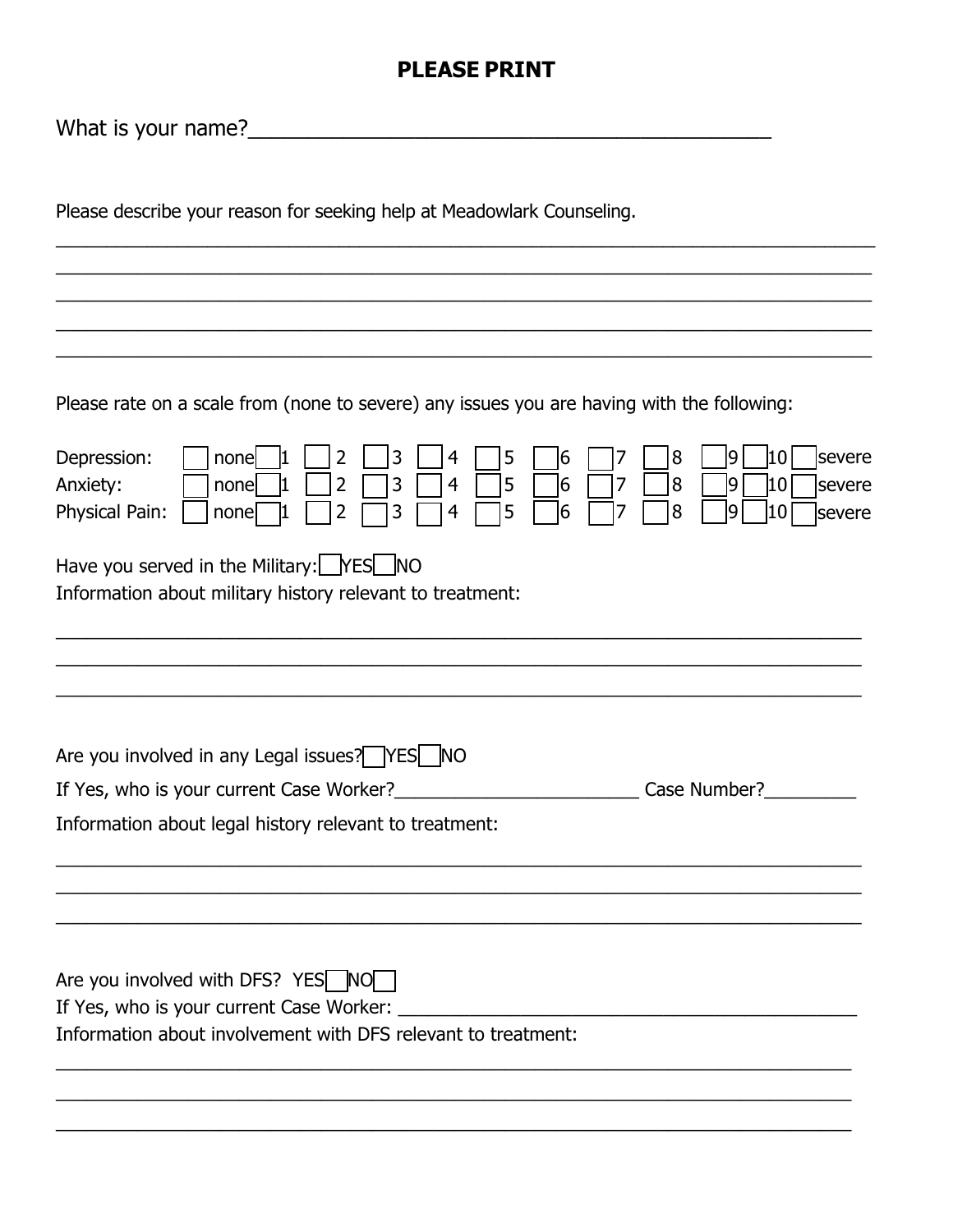**PLEASE PRINT**

What is your name?\_\_\_\_\_\_\_\_\_\_\_\_\_\_\_\_\_\_\_\_\_\_\_\_\_\_\_\_\_\_\_\_\_\_\_\_\_\_\_\_\_\_\_\_\_\_\_\_

Please describe your reason for seeking help at Meadowlark Counseling.

\_\_\_\_\_\_\_\_\_\_\_\_\_\_\_\_\_\_\_\_\_\_\_\_\_\_\_\_\_\_\_\_\_\_\_\_\_\_\_\_\_\_\_\_\_\_\_\_\_\_\_\_\_\_\_\_\_\_\_\_\_\_\_\_\_\_\_\_\_\_\_\_\_\_\_\_

\_\_\_\_\_\_\_\_\_\_\_\_\_\_\_\_\_\_\_\_\_\_\_\_\_\_\_\_\_\_\_\_\_\_\_\_\_\_\_\_\_\_\_\_\_\_\_\_\_\_\_\_\_\_\_\_\_\_\_\_\_\_\_\_\_\_\_\_\_\_\_\_\_\_\_\_

\_\_\_\_\_\_\_\_\_\_\_\_\_\_\_\_\_\_\_\_\_\_\_\_\_\_\_\_\_\_\_\_\_\_\_\_\_\_\_\_\_\_\_\_\_\_\_\_\_\_\_\_\_\_\_\_\_\_\_\_\_\_\_\_\_\_\_\_\_\_\_\_\_\_\_\_

\_\_\_\_\_\_\_\_\_\_\_\_\_\_\_\_\_\_\_\_\_\_\_\_\_\_\_\_\_\_\_\_\_\_\_\_\_\_\_\_\_\_\_\_\_\_\_\_\_\_\_\_\_\_\_\_\_\_\_\_\_\_\_\_\_\_\_\_\_\_\_\_\_\_\_\_

\_\_\_\_\_\_\_\_\_\_\_\_\_\_\_\_\_\_\_\_\_\_\_\_\_\_\_\_\_\_\_\_\_\_\_\_\_\_\_\_\_\_\_\_\_\_\_\_\_\_\_\_\_\_\_\_\_\_\_\_\_\_\_\_\_\_\_\_\_\_\_\_\_\_\_\_

Please rate on a scale from (none to severe) any issues you are having with the following:

| | | | | | | | | | | | | |
|---|---|---|---|---|---|---|---|---|---|---|---|---|
| Depression: | ☐ none | ☐ 1 | ☐ 2 | ☐ 3 | ☐ 4 | ☐ 5 | ☐ 6 | ☐ 7 | ☐ 8 | ☐ 9 | ☐ 10 | ☐ severe |
| Anxiety: | ☐ none | ☐ 1 | ☐ 2 | ☐ 3 | ☐ 4 | ☐ 5 | ☐ 6 | ☐ 7 | ☐ 8 | ☐ 9 | ☐ 10 | ☐ severe |
| Physical Pain: | ☐ none | ☐ 1 | ☐ 2 | ☐ 3 | ☐ 4 | ☐ 5 | ☐ 6 | ☐ 7 | ☐ 8 | ☐ 9 | ☐ 10 | ☐ severe |

Have you served in the Military: ☐ YES ☐ NO

Information about military history relevant to treatment:

\_\_\_\_\_\_\_\_\_\_\_\_\_\_\_\_\_\_\_\_\_\_\_\_\_\_\_\_\_\_\_\_\_\_\_\_\_\_\_\_\_\_\_\_\_\_\_\_\_\_\_\_\_\_\_\_\_\_\_\_\_\_\_\_\_\_\_\_\_\_\_\_\_\_\_\_

\_\_\_\_\_\_\_\_\_\_\_\_\_\_\_\_\_\_\_\_\_\_\_\_\_\_\_\_\_\_\_\_\_\_\_\_\_\_\_\_\_\_\_\_\_\_\_\_\_\_\_\_\_\_\_\_\_\_\_\_\_\_\_\_\_\_\_\_\_\_\_\_\_\_\_\_

\_\_\_\_\_\_\_\_\_\_\_\_\_\_\_\_\_\_\_\_\_\_\_\_\_\_\_\_\_\_\_\_\_\_\_\_\_\_\_\_\_\_\_\_\_\_\_\_\_\_\_\_\_\_\_\_\_\_\_\_\_\_\_\_\_\_\_\_\_\_\_\_\_\_\_\_

Are you involved in any Legal issues? ☐ YES ☐ NO

If Yes, who is your current Case Worker?\_\_\_\_\_\_\_\_\_\_\_\_\_\_\_\_\_\_\_\_\_\_\_\_\_\_ Case Number?\_\_\_\_\_\_\_\_\_

Information about legal history relevant to treatment:

\_\_\_\_\_\_\_\_\_\_\_\_\_\_\_\_\_\_\_\_\_\_\_\_\_\_\_\_\_\_\_\_\_\_\_\_\_\_\_\_\_\_\_\_\_\_\_\_\_\_\_\_\_\_\_\_\_\_\_\_\_\_\_\_\_\_\_\_\_\_\_\_\_\_\_\_

\_\_\_\_\_\_\_\_\_\_\_\_\_\_\_\_\_\_\_\_\_\_\_\_\_\_\_\_\_\_\_\_\_\_\_\_\_\_\_\_\_\_\_\_\_\_\_\_\_\_\_\_\_\_\_\_\_\_\_\_\_\_\_\_\_\_\_\_\_\_\_\_\_\_\_\_

\_\_\_\_\_\_\_\_\_\_\_\_\_\_\_\_\_\_\_\_\_\_\_\_\_\_\_\_\_\_\_\_\_\_\_\_\_\_\_\_\_\_\_\_\_\_\_\_\_\_\_\_\_\_\_\_\_\_\_\_\_\_\_\_\_\_\_\_\_\_\_\_\_\_\_\_

Are you involved with DFS? YES ☐ NO ☐

If Yes, who is your current Case Worker: \_\_\_\_\_\_\_\_\_\_\_\_\_\_\_\_\_\_\_\_\_\_\_\_\_\_\_\_\_\_\_\_\_\_\_\_\_\_\_\_\_\_\_\_\_\_

Information about involvement with DFS relevant to treatment:

\_\_\_\_\_\_\_\_\_\_\_\_\_\_\_\_\_\_\_\_\_\_\_\_\_\_\_\_\_\_\_\_\_\_\_\_\_\_\_\_\_\_\_\_\_\_\_\_\_\_\_\_\_\_\_\_\_\_\_\_\_\_\_\_\_\_\_\_\_\_\_\_\_\_\_\_

\_\_\_\_\_\_\_\_\_\_\_\_\_\_\_\_\_\_\_\_\_\_\_\_\_\_\_\_\_\_\_\_\_\_\_\_\_\_\_\_\_\_\_\_\_\_\_\_\_\_\_\_\_\_\_\_\_\_\_\_\_\_\_\_\_\_\_\_\_\_\_\_\_\_\_\_

\_\_\_\_\_\_\_\_\_\_\_\_\_\_\_\_\_\_\_\_\_\_\_\_\_\_\_\_\_\_\_\_\_\_\_\_\_\_\_\_\_\_\_\_\_\_\_\_\_\_\_\_\_\_\_\_\_\_\_\_\_\_\_\_\_\_\_\_\_\_\_\_\_\_\_\_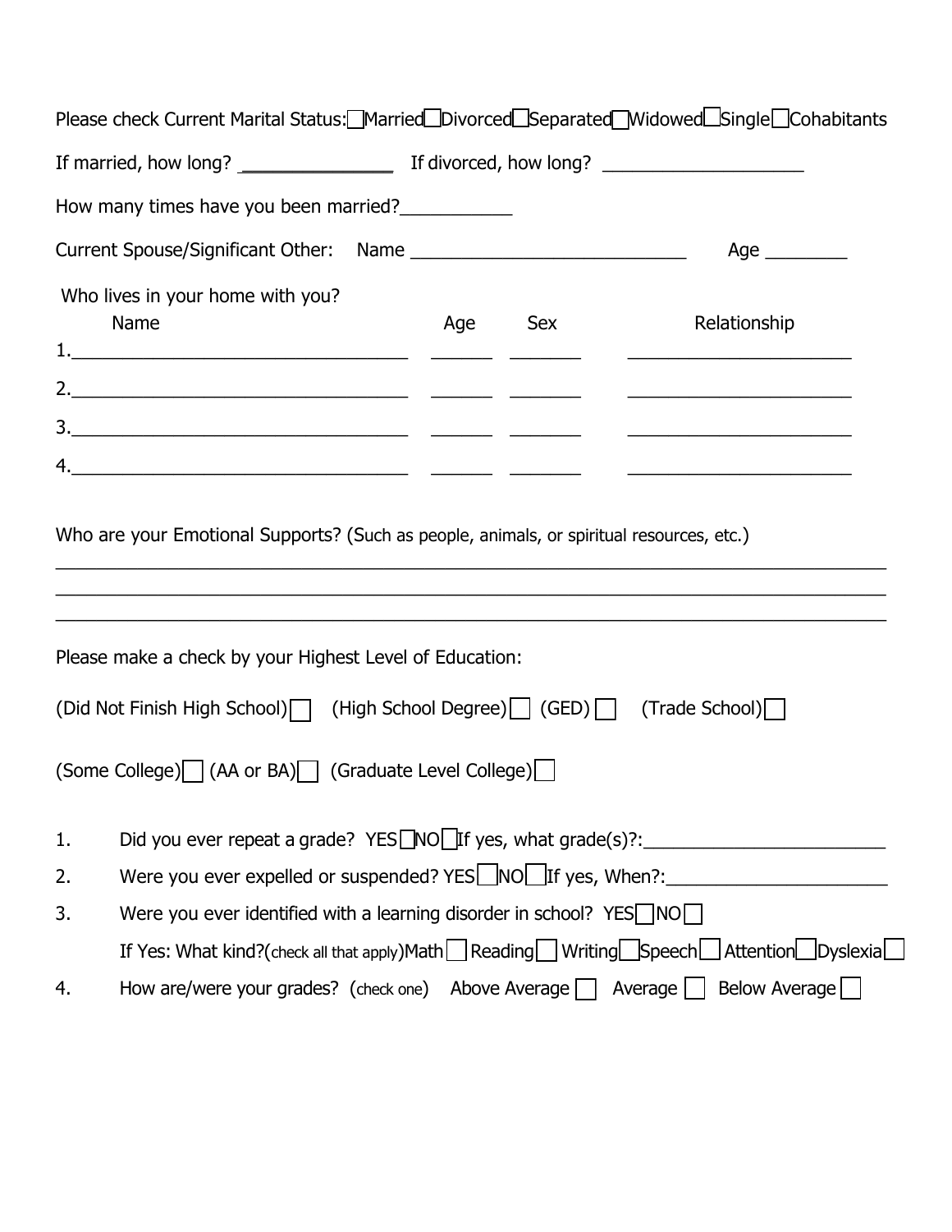Please check Current Marital Status: ☐ Married ☐ Divorced ☐ Separated ☐ Widowed ☐ Single ☐ Cohabitants

If married, how long? _______________ If divorced, how long? ___________________

How many times have you been married?___________

Current Spouse/Significant Other: Name ___________________________ Age ________

Who lives in your home with you?

| | Name | Age | Sex | Relationship |
|---|---|---|---|---|
| 1. | | | | |
| 2. | | | | |
| 3. | | | | |
| 4. | | | | |

Who are your Emotional Supports? (Such as people, animals, or spiritual resources, etc.)

______________________________________________________________________________

______________________________________________________________________________

______________________________________________________________________________

Please make a check by your Highest Level of Education:

(Did Not Finish High School) ☐ (High School Degree) ☐ (GED) ☐ (Trade School) ☐

(Some College) ☐ (AA or BA) ☐ (Graduate Level College) ☐

1. Did you ever repeat a grade? YES ☐ NO ☐ If yes, what grade(s)?:________________________
2. Were you ever expelled or suspended? YES ☐ NO ☐ If yes, When?:______________________
3. Were you ever identified with a learning disorder in school? YES ☐ NO ☐

   If Yes: What kind?(check all that apply) Math ☐ Reading ☐ Writing ☐ Speech ☐ Attention ☐ Dyslexia ☐
4. How are/were your grades? (check one) Above Average ☐ Average ☐ Below Average ☐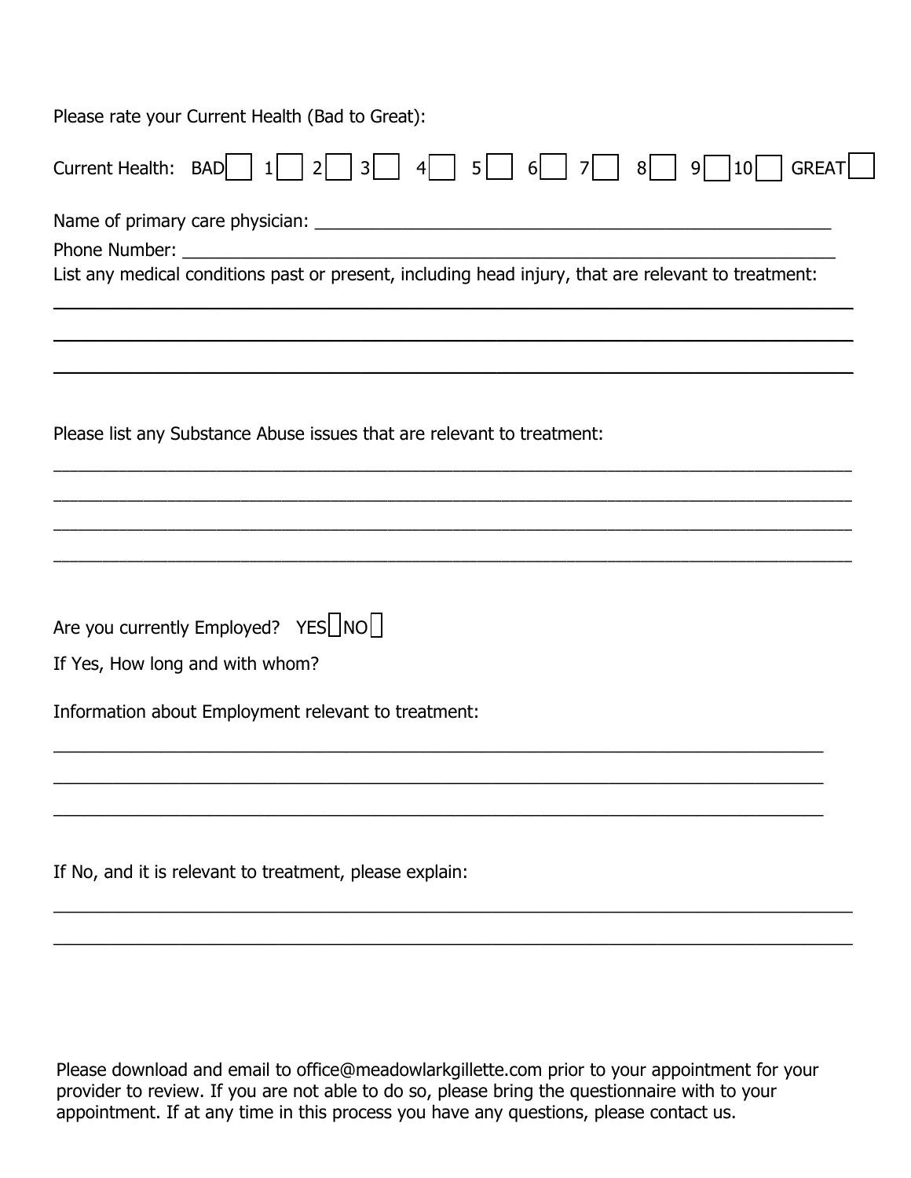Please rate your Current Health (Bad to Great):

Current Health: BAD ☐ 1 ☐ 2 ☐ 3 ☐ 4 ☐ 5 ☐ 6 ☐ 7 ☐ 8 ☐ 9 ☐ 10 ☐ GREAT ☐

Name of primary care physician: ______________________________________________________

Phone Number: ______________________________________________________________________

List any medical conditions past or present, including head injury, that are relevant to treatment:

______________________________________________________________________________________

______________________________________________________________________________________

______________________________________________________________________________________

Please list any Substance Abuse issues that are relevant to treatment:

______________________________________________________________________________________

______________________________________________________________________________________

______________________________________________________________________________________

______________________________________________________________________________________

Are you currently Employed? YES ☐ NO ☐

If Yes, How long and with whom?

Information about Employment relevant to treatment:

______________________________________________________________________________________

______________________________________________________________________________________

______________________________________________________________________________________

If No, and it is relevant to treatment, please explain:

______________________________________________________________________________________

______________________________________________________________________________________

Please download and email to office@meadowlarkgillette.com prior to your appointment for your provider to review. If you are not able to do so, please bring the questionnaire with to your appointment. If at any time in this process you have any questions, please contact us.